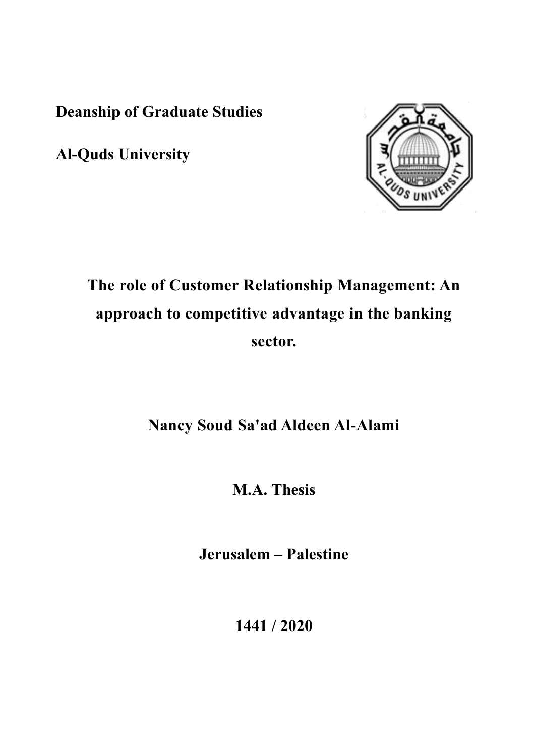**Deanship of Graduate Studies**

**Al-Quds University**

# The role of Customer Relationship Management: An approach to competitive advantage in the banking sector.

**Nancy Soud Sa'ad Aldeen Al-Alami**

**M.A. Thesis**

**Jerusalem – Palestine**

**1441 / 2020**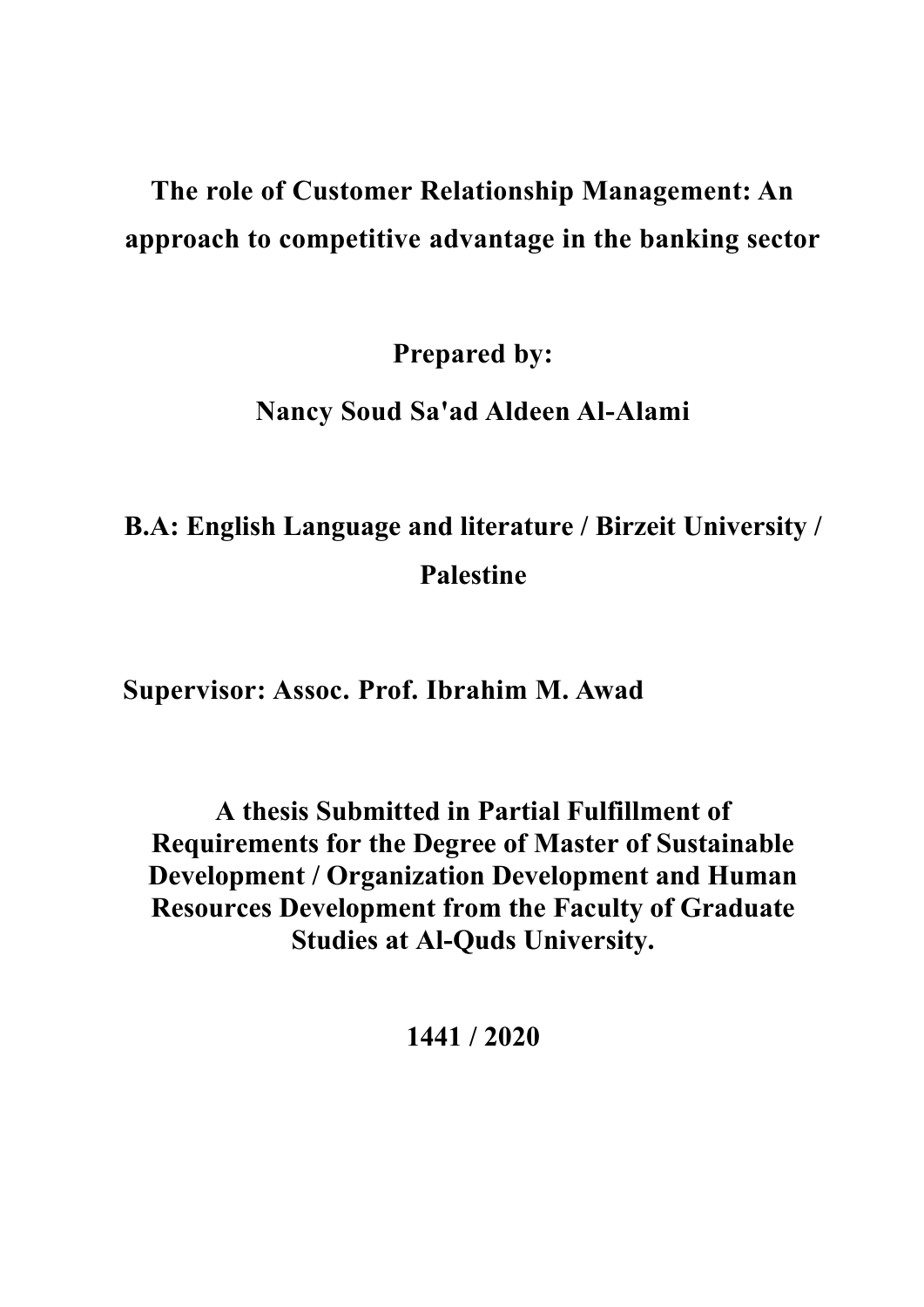# The role of Customer Relationship Management: An approach to competitive advantage in the banking sector

**Prepared by:**

**Nancy Soud Sa'ad Aldeen Al-Alami**

**B.A: English Language and literature / Birzeit University / Palestine**

**Supervisor: Assoc. Prof. Ibrahim M. Awad**

**A thesis Submitted in Partial Fulfillment of Requirements for the Degree of Master of Sustainable Development / Organization Development and Human Resources Development from the Faculty of Graduate Studies at Al-Quds University.**

**1441 / 2020**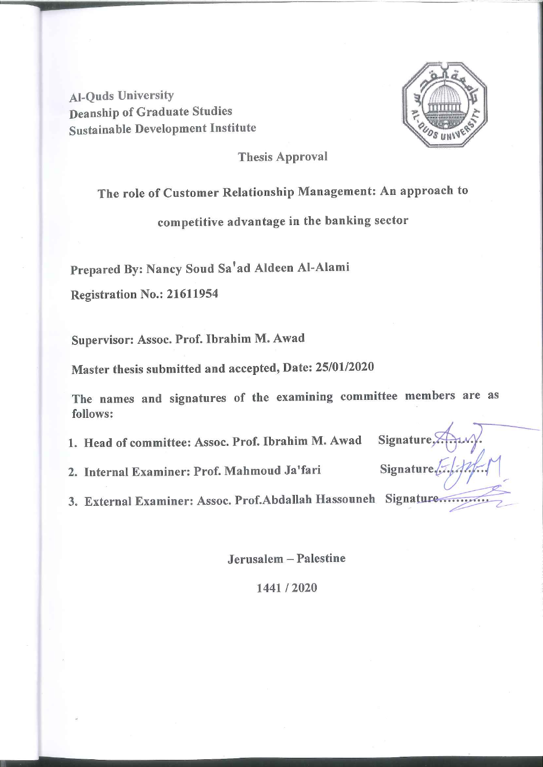Al-Quds University
Deanship of Graduate Studies
Sustainable Development Institute

Thesis Approval

**The role of Customer Relationship Management: An approach to competitive advantage in the banking sector**

**Prepared By: Nancy Soud Sa'ad Aldeen Al-Alami**

**Registration No.: 21611954**

**Supervisor: Assoc. Prof. Ibrahim M. Awad**

**Master thesis submitted and accepted, Date: 25/01/2020**

**The names and signatures of the examining committee members are as follows:**

1. **Head of committee: Assoc. Prof. Ibrahim M. Awad** Signature..........
2. **Internal Examiner: Prof. Mahmoud Ja'fari** Signature..........
3. **External Examiner: Assoc. Prof. Abdallah Hassouneh** Signature..........

**Jerusalem – Palestine**

1441 / 2020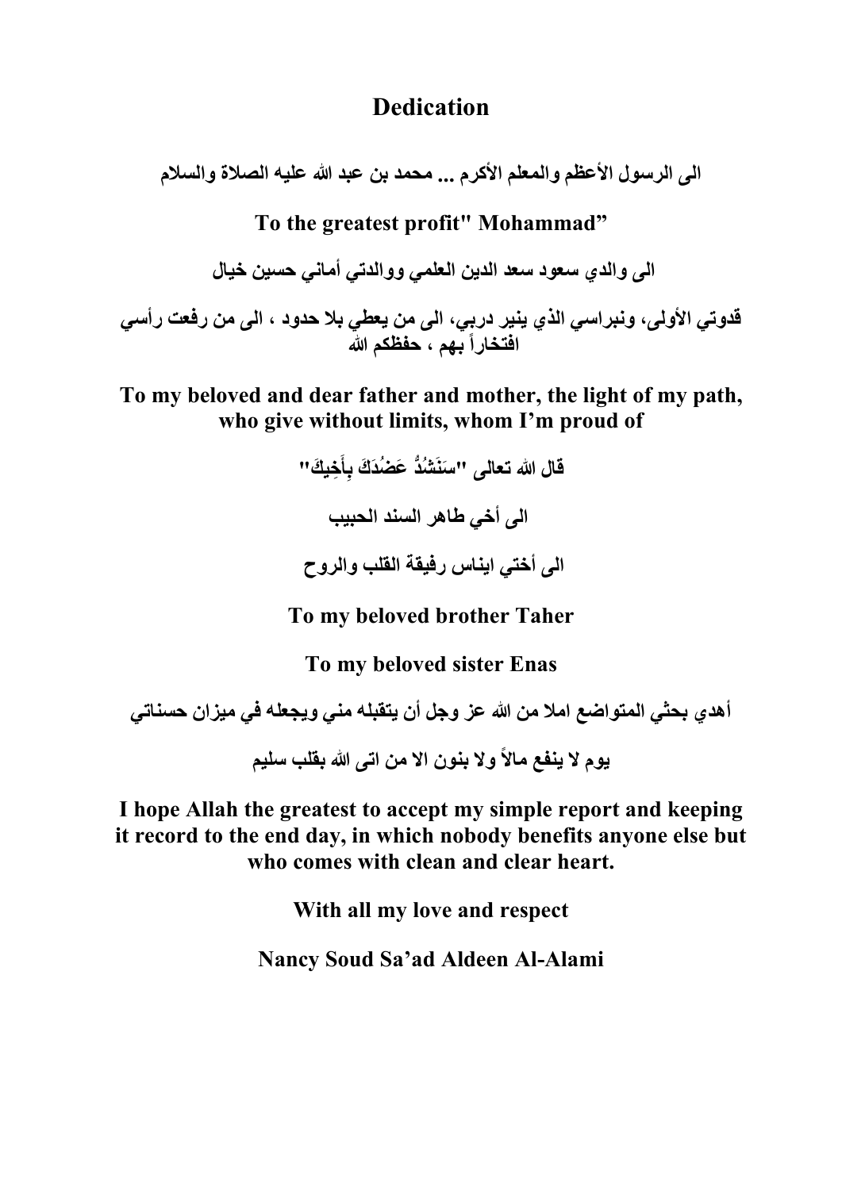# Dedication

**الى الرسول الأعظم والمعلم الأكرم ... محمد بن عبد الله عليه الصلاة والسلام**

**To the greatest profit" Mohammad"**

**الى والدي سعود سعد الدين العلمي ووالدتي أماني حسين خيال**

**قدوتي الأولى، ونبراسي الذي ينير دربي، الى من يعطي بلا حدود ، الى من رفعت رأسي افتخاراً بهم ، حفظكم الله**

**To my beloved and dear father and mother, the light of my path, who give without limits, whom I'm proud of**

**قال الله تعالى "سَنَشُدُّ عَضُدَكَ بِأَخِيكَ"**

**الى أخي طاهر السند الحبيب**

**الى أختي ايناس رفيقة القلب والروح**

**To my beloved brother Taher**

**To my beloved sister Enas**

**أهدي بحثي المتواضع املا من الله عز وجل أن يتقبله مني ويجعله في ميزان حسناتي**

**يوم لا ينفع مالاً ولا بنون الا من اتى الله بقلب سليم**

**I hope Allah the greatest to accept my simple report and keeping it record to the end day, in which nobody benefits anyone else but who comes with clean and clear heart.**

**With all my love and respect**

**Nancy Soud Sa'ad Aldeen Al-Alami**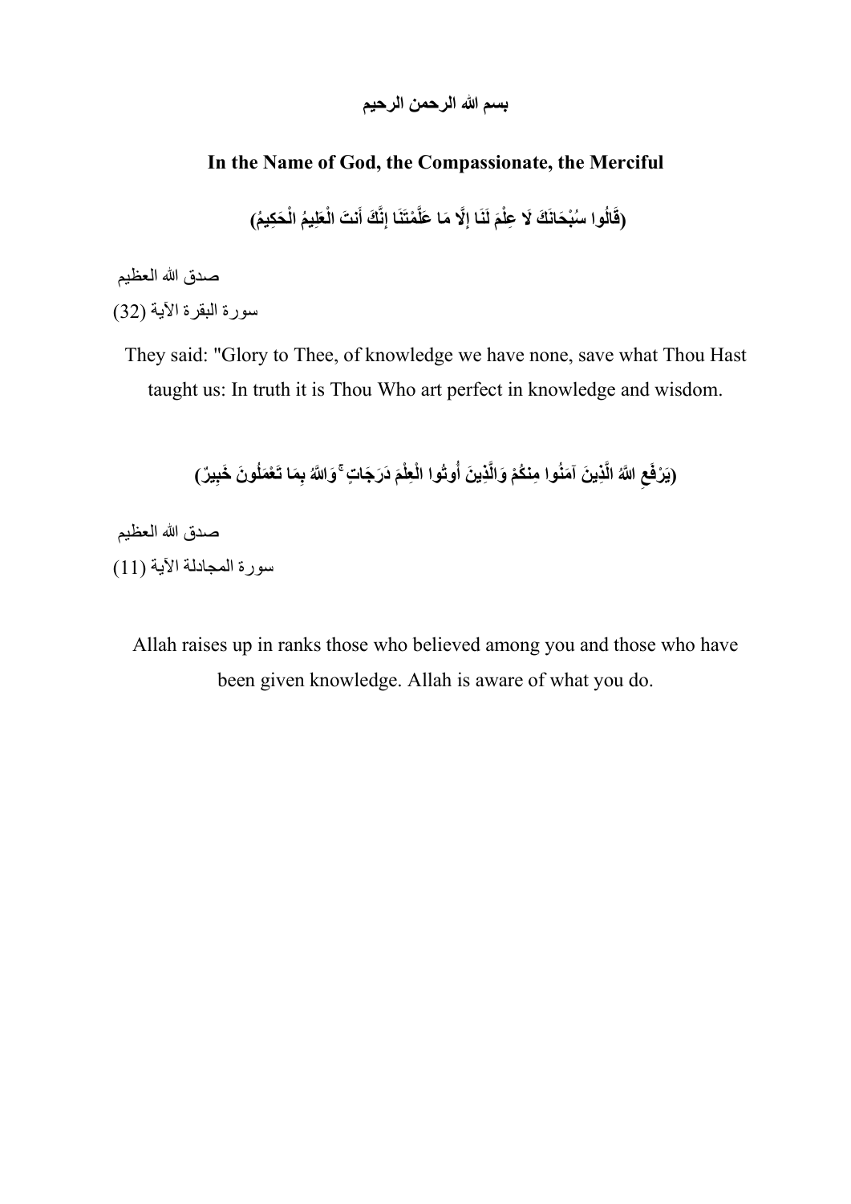**بسم الله الرحمن الرحيم**

**In the Name of God, the Compassionate, the Merciful**

**(قَالُوا سُبْحَانَكَ لَا عِلْمَ لَنَا إِلَّا مَا عَلَّمْتَنَا إِنَّكَ أَنتَ الْعَلِيمُ الْحَكِيمُ)**

صدق الله العظيم

سورة البقرة الآية (32)

They said: "Glory to Thee, of knowledge we have none, save what Thou Hast taught us: In truth it is Thou Who art perfect in knowledge and wisdom.

**(يَرْفَعِ اللَّهُ الَّذِينَ آمَنُوا مِنكُمْ وَالَّذِينَ أُوتُوا الْعِلْمَ دَرَجَاتٍ ۚ وَاللَّهُ بِمَا تَعْمَلُونَ خَبِيرٌ)**

صدق الله العظيم

سورة المجادلة الآية (11)

Allah raises up in ranks those who believed among you and those who have been given knowledge. Allah is aware of what you do.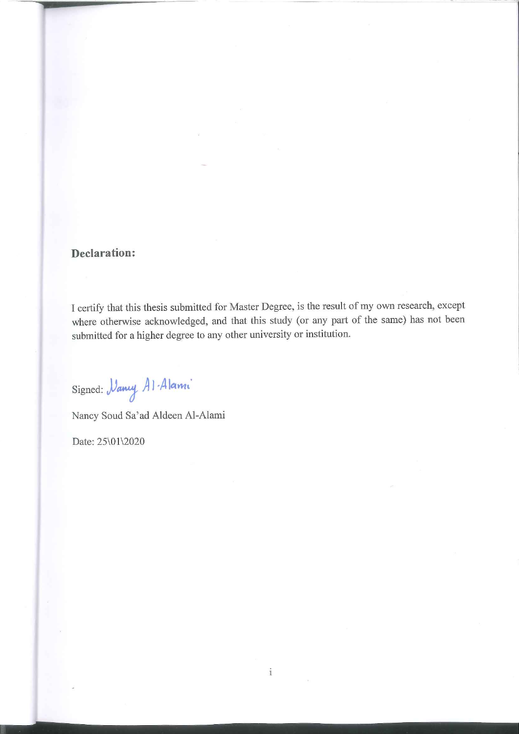## Declaration:

I certify that this thesis submitted for Master Degree, is the result of my own research, except where otherwise acknowledged, and that this study (or any part of the same) has not been submitted for a higher degree to any other university or institution.

Signed: Nancy Al-Alami

Nancy Soud Sa'ad Aldeen Al-Alami

Date: 25\01\2020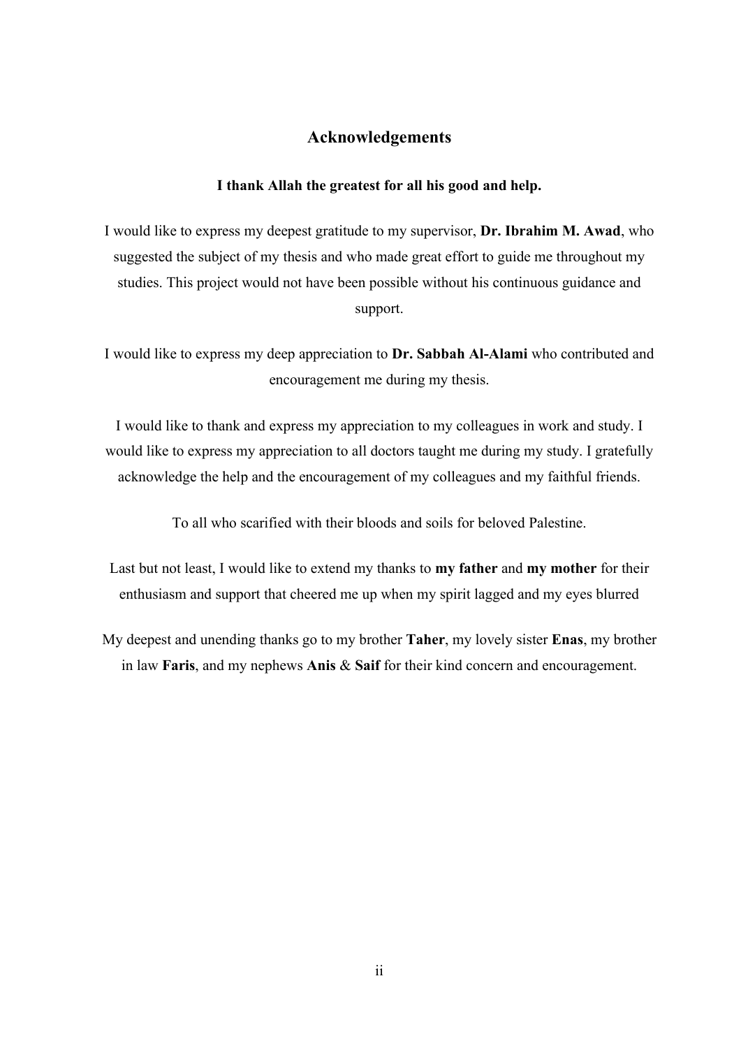## Acknowledgements

**I thank Allah the greatest for all his good and help.**

I would like to express my deepest gratitude to my supervisor, **Dr. Ibrahim M. Awad**, who suggested the subject of my thesis and who made great effort to guide me throughout my studies. This project would not have been possible without his continuous guidance and support.

I would like to express my deep appreciation to **Dr. Sabbah Al-Alami** who contributed and encouragement me during my thesis.

I would like to thank and express my appreciation to my colleagues in work and study. I would like to express my appreciation to all doctors taught me during my study. I gratefully acknowledge the help and the encouragement of my colleagues and my faithful friends.

To all who scarified with their bloods and soils for beloved Palestine.

Last but not least, I would like to extend my thanks to **my father** and **my mother** for their enthusiasm and support that cheered me up when my spirit lagged and my eyes blurred

My deepest and unending thanks go to my brother **Taher**, my lovely sister **Enas**, my brother in law **Faris**, and my nephews **Anis** & **Saif** for their kind concern and encouragement.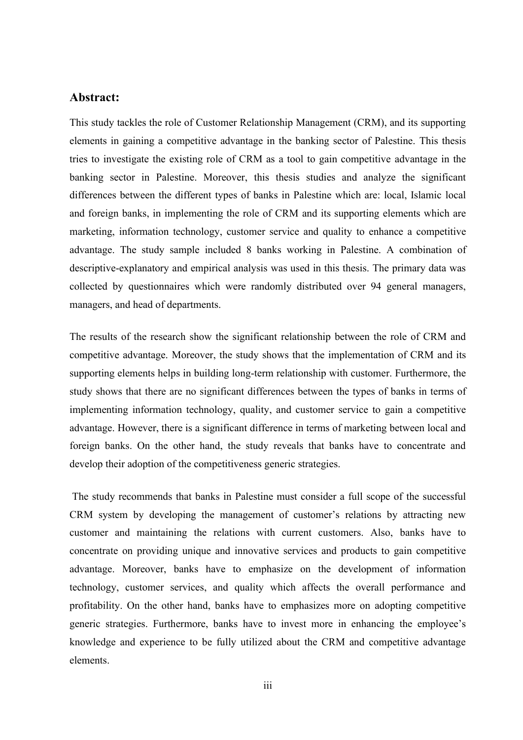## Abstract:

This study tackles the role of Customer Relationship Management (CRM), and its supporting elements in gaining a competitive advantage in the banking sector of Palestine. This thesis tries to investigate the existing role of CRM as a tool to gain competitive advantage in the banking sector in Palestine. Moreover, this thesis studies and analyze the significant differences between the different types of banks in Palestine which are: local, Islamic local and foreign banks, in implementing the role of CRM and its supporting elements which are marketing, information technology, customer service and quality to enhance a competitive advantage. The study sample included 8 banks working in Palestine. A combination of descriptive-explanatory and empirical analysis was used in this thesis. The primary data was collected by questionnaires which were randomly distributed over 94 general managers, managers, and head of departments.

The results of the research show the significant relationship between the role of CRM and competitive advantage. Moreover, the study shows that the implementation of CRM and its supporting elements helps in building long-term relationship with customer. Furthermore, the study shows that there are no significant differences between the types of banks in terms of implementing information technology, quality, and customer service to gain a competitive advantage. However, there is a significant difference in terms of marketing between local and foreign banks. On the other hand, the study reveals that banks have to concentrate and develop their adoption of the competitiveness generic strategies.

The study recommends that banks in Palestine must consider a full scope of the successful CRM system by developing the management of customer's relations by attracting new customer and maintaining the relations with current customers. Also, banks have to concentrate on providing unique and innovative services and products to gain competitive advantage. Moreover, banks have to emphasize on the development of information technology, customer services, and quality which affects the overall performance and profitability. On the other hand, banks have to emphasizes more on adopting competitive generic strategies. Furthermore, banks have to invest more in enhancing the employee's knowledge and experience to be fully utilized about the CRM and competitive advantage elements.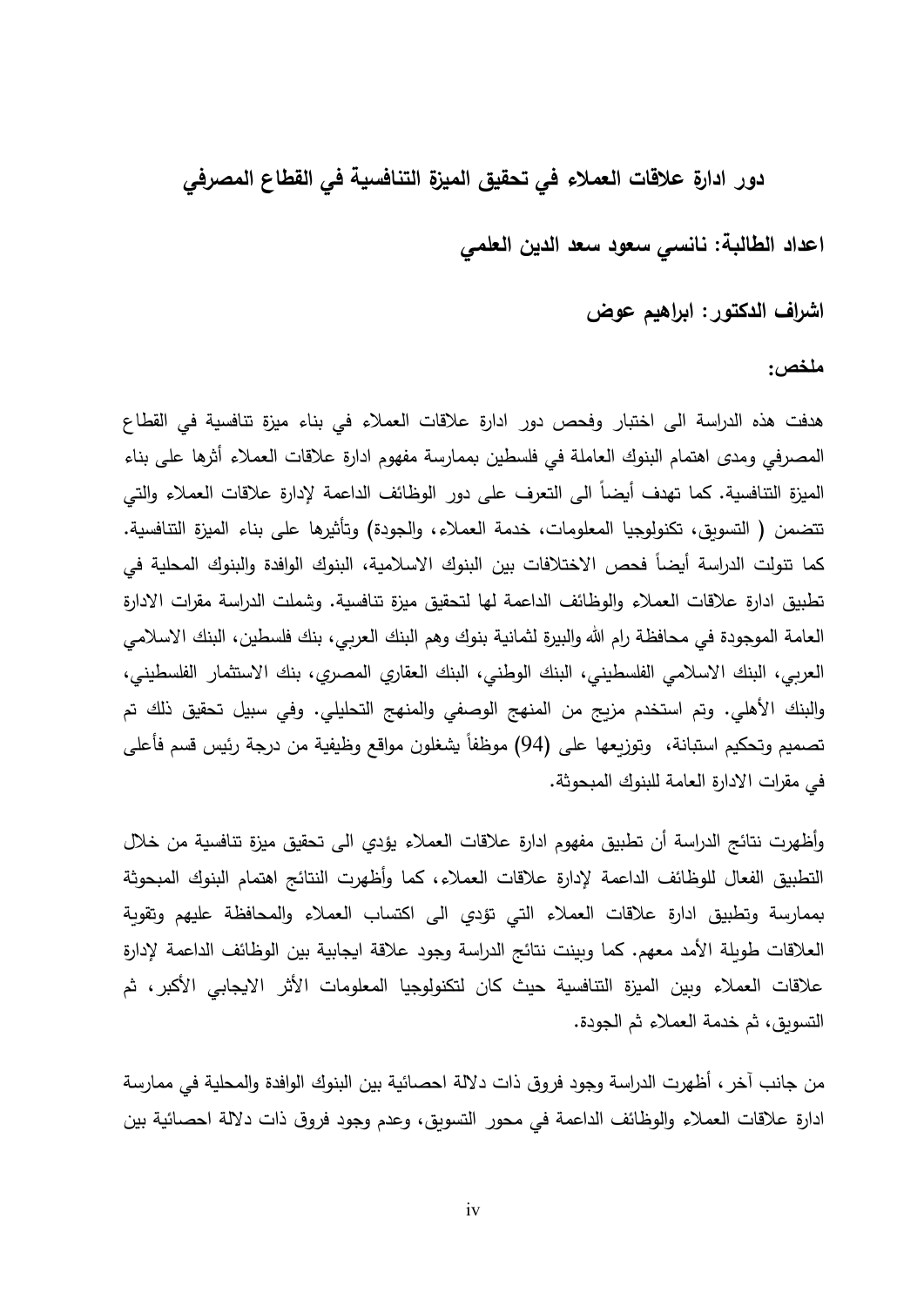## دور ادارة علاقات العملاء في تحقيق الميزة التنافسية في القطاع المصرفي

**اعداد الطالبة: نانسي سعود سعد الدين العلمي**

**اشراف الدكتور: ابراهيم عوض**

**ملخص:**

هدفت هذه الدراسة الى اختبار وفحص دور ادارة علاقات العملاء في بناء ميزة تنافسية في القطاع المصرفي ومدى اهتمام البنوك العاملة في فلسطين بممارسة مفهوم ادارة علاقات العملاء أثرها على بناء الميزة التنافسية. كما تهدف أيضاً الى التعرف على دور الوظائف الداعمة لإدارة علاقات العملاء والتي تتضمن ( التسويق، تكنولوجيا المعلومات، خدمة العملاء، والجودة) وتأثيرها على بناء الميزة التنافسية. كما تنولت الدراسة أيضاً فحص الاختلافات بين البنوك الاسلامية، البنوك الوافدة والبنوك المحلية في تطبيق ادارة علاقات العملاء والوظائف الداعمة لها لتحقيق ميزة تنافسية. وشملت الدراسة مقرات الادارة العامة الموجودة في محافظة رام الله والبيرة لثمانية بنوك وهم البنك العربي، بنك فلسطين، البنك الاسلامي العربي، البنك الاسلامي الفلسطيني، البنك الوطني، البنك العقاري المصري، بنك الاستثمار الفلسطيني، والبنك الأهلي. وتم استخدم مزيج من المنهج الوصفي والمنهج التحليلي. وفي سبيل تحقيق ذلك تم تصميم وتحكيم استبانة، وتوزيعها على (94) موظفاً يشغلون مواقع وظيفية من درجة رئيس قسم فأعلى في مقرات الادارة العامة للبنوك المبحوثة.

وأظهرت نتائج الدراسة أن تطبيق مفهوم ادارة علاقات العملاء يؤدي الى تحقيق ميزة تنافسية من خلال التطبيق الفعال للوظائف الداعمة لإدارة علاقات العملاء، كما وأظهرت النتائج اهتمام البنوك المبحوثة بممارسة وتطبيق ادارة علاقات العملاء التي تؤدي الى اكتساب العملاء والمحافظة عليهم وتقوية العلاقات طويلة الأمد معهم. كما وبينت نتائج الدراسة وجود علاقة ايجابية بين الوظائف الداعمة لإدارة علاقات العملاء وبين الميزة التنافسية حيث كان لتكنولوجيا المعلومات الأثر الايجابي الأكبر، ثم التسويق، ثم خدمة العملاء ثم الجودة.

من جانب آخر، أظهرت الدراسة وجود فروق ذات دلالة احصائية بين البنوك الوافدة والمحلية في ممارسة ادارة علاقات العملاء والوظائف الداعمة في محور التسويق، وعدم وجود فروق ذات دلالة احصائية بين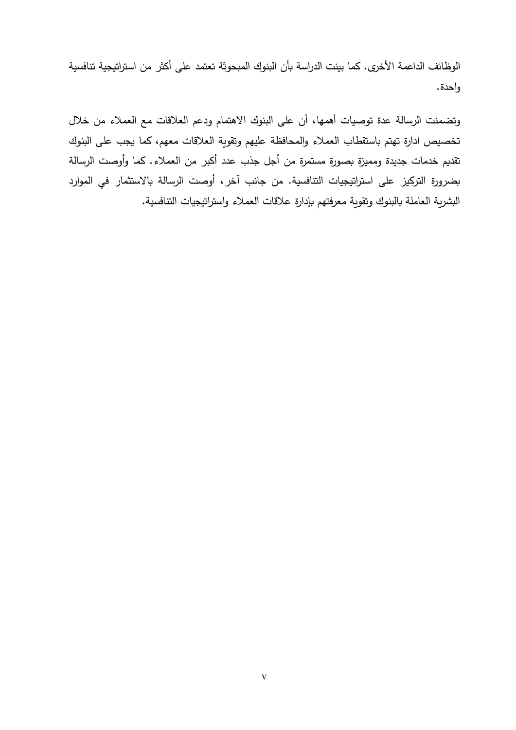الوظائف الداعمة الأخرى. كما بينت الدراسة بأن البنوك المبحوثة تعتمد على أكثر من استراتيجية تنافسية واحدة.

وتضمنت الرسالة عدة توصيات أهمها، أن على البنوك الاهتمام ودعم العلاقات مع العملاء من خلال تخصيص ادارة تهتم باستقطاب العملاء والمحافظة عليهم وتقوية العلاقات معهم، كما يجب على البنوك تقديم خدمات جديدة ومميزة بصورة مستمرة من أجل جذب عدد أكبر من العملاء. كما وأوصت الرسالة بضرورة التركيز على استراتيجيات التنافسية. من جانب آخر، أوصت الرسالة بالاستثمار في الموارد البشرية العاملة بالبنوك وتقوية معرفتهم بإدارة علاقات العملاء واستراتيجيات التنافسية.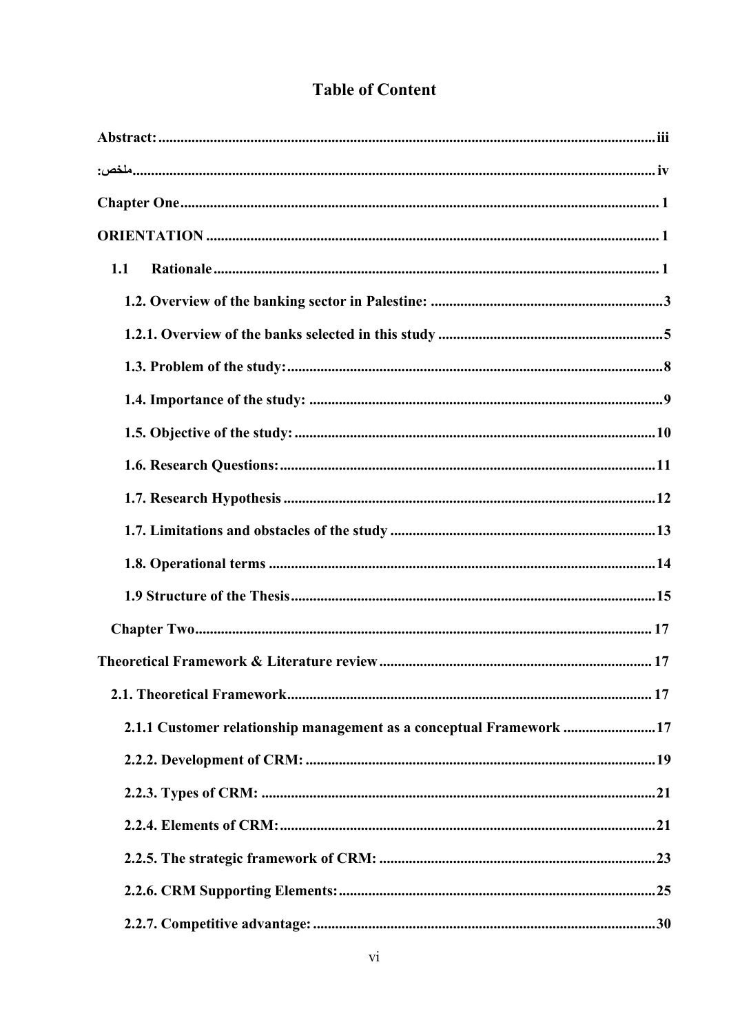# Table of Content

**Abstract:** .......... iii

**:ملخص** .......... iv

**Chapter One** .......... 1

**ORIENTATION** .......... 1

- **1.1 Rationale** .......... 1
  - **1.2. Overview of the banking sector in Palestine:** .......... 3
  - **1.2.1. Overview of the banks selected in this study** .......... 5
  - **1.3. Problem of the study:** .......... 8
  - **1.4. Importance of the study:** .......... 9
  - **1.5. Objective of the study:** .......... 10
  - **1.6. Research Questions:** .......... 11
  - **1.7. Research Hypothesis** .......... 12
  - **1.7. Limitations and obstacles of the study** .......... 13
  - **1.8. Operational terms** .......... 14
  - **1.9 Structure of the Thesis** .......... 15

**Chapter Two** .......... 17

**Theoretical Framework & Literature review** .......... 17

- **2.1. Theoretical Framework** .......... 17
  - **2.1.1 Customer relationship management as a conceptual Framework** .......... 17
  - **2.2.2. Development of CRM:** .......... 19
  - **2.2.3. Types of CRM:** .......... 21
  - **2.2.4. Elements of CRM:** .......... 21
  - **2.2.5. The strategic framework of CRM:** .......... 23
  - **2.2.6. CRM Supporting Elements:** .......... 25
  - **2.2.7. Competitive advantage:** .......... 30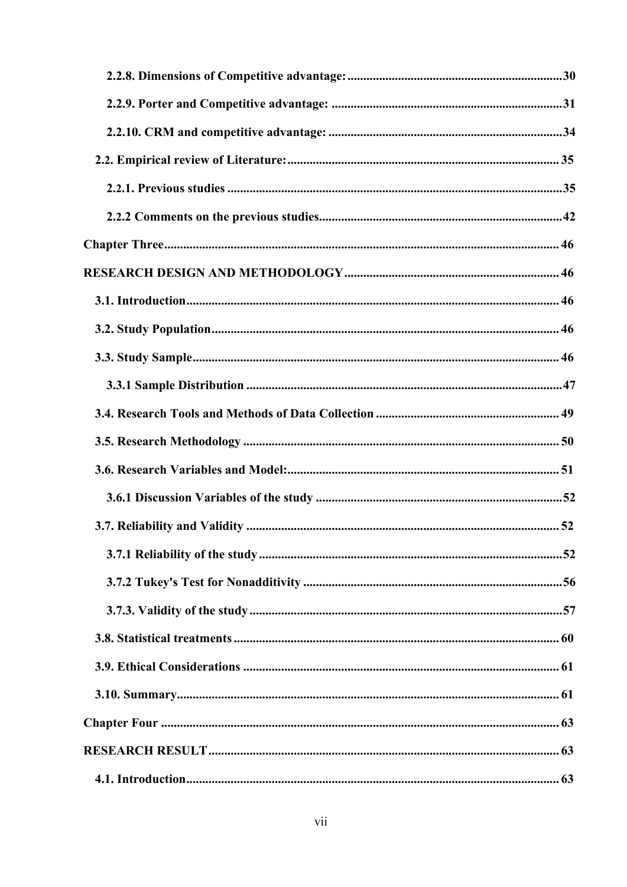2.2.8. Dimensions of Competitive advantage: .......... 30

2.2.9. Porter and Competitive advantage: .......... 31

2.2.10. CRM and competitive advantage: .......... 34

2.2. Empirical review of Literature: .......... 35

2.2.1. Previous studies .......... 35

2.2.2 Comments on the previous studies .......... 42

Chapter Three .......... 46

RESEARCH DESIGN AND METHODOLOGY .......... 46

3.1. Introduction .......... 46

3.2. Study Population .......... 46

3.3. Study Sample .......... 46

3.3.1 Sample Distribution .......... 47

3.4. Research Tools and Methods of Data Collection .......... 49

3.5. Research Methodology .......... 50

3.6. Research Variables and Model: .......... 51

3.6.1 Discussion Variables of the study .......... 52

3.7. Reliability and Validity .......... 52

3.7.1 Reliability of the study .......... 52

3.7.2 Tukey's Test for Nonadditivity .......... 56

3.7.3. Validity of the study .......... 57

3.8. Statistical treatments .......... 60

3.9. Ethical Considerations .......... 61

3.10. Summary .......... 61

Chapter Four .......... 63

RESEARCH RESULT .......... 63

4.1. Introduction .......... 63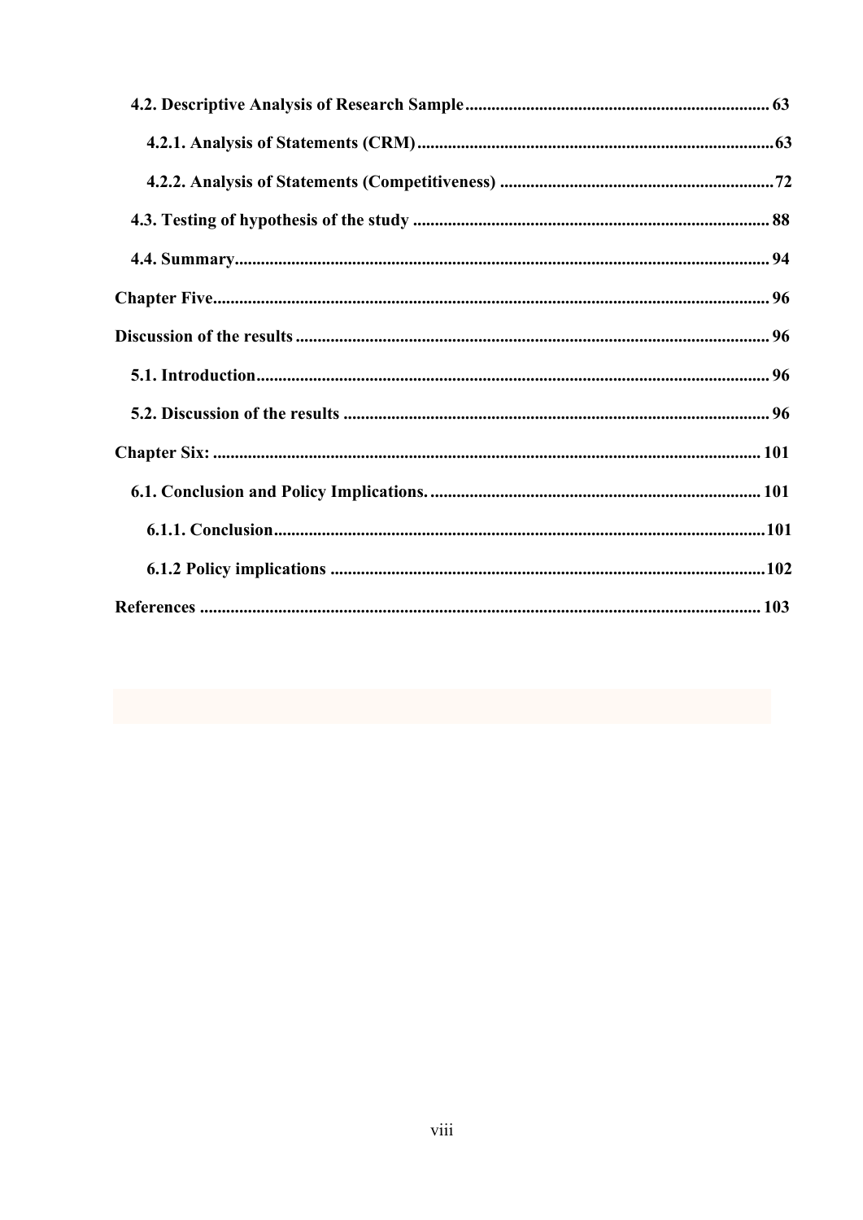**4.2. Descriptive Analysis of Research Sample** ..................................................................... 63

**4.2.1. Analysis of Statements (CRM)** ..................................................................................63

**4.2.2. Analysis of Statements (Competitiveness)** ...............................................................72

**4.3. Testing of hypothesis of the study** ................................................................................ 88

**4.4. Summary** ......................................................................................................................... 94

**Chapter Five** ............................................................................................................................ 96

**Discussion of the results** ........................................................................................................ 96

**5.1. Introduction** ..................................................................................................................... 96

**5.2. Discussion of the results** ................................................................................................ 96

**Chapter Six:** ........................................................................................................................... 101

**6.1. Conclusion and Policy Implications.** ............................................................................ 101

**6.1.1. Conclusion** ................................................................................................................101

**6.1.2 Policy implications** ...................................................................................................102

**References** ............................................................................................................................. 103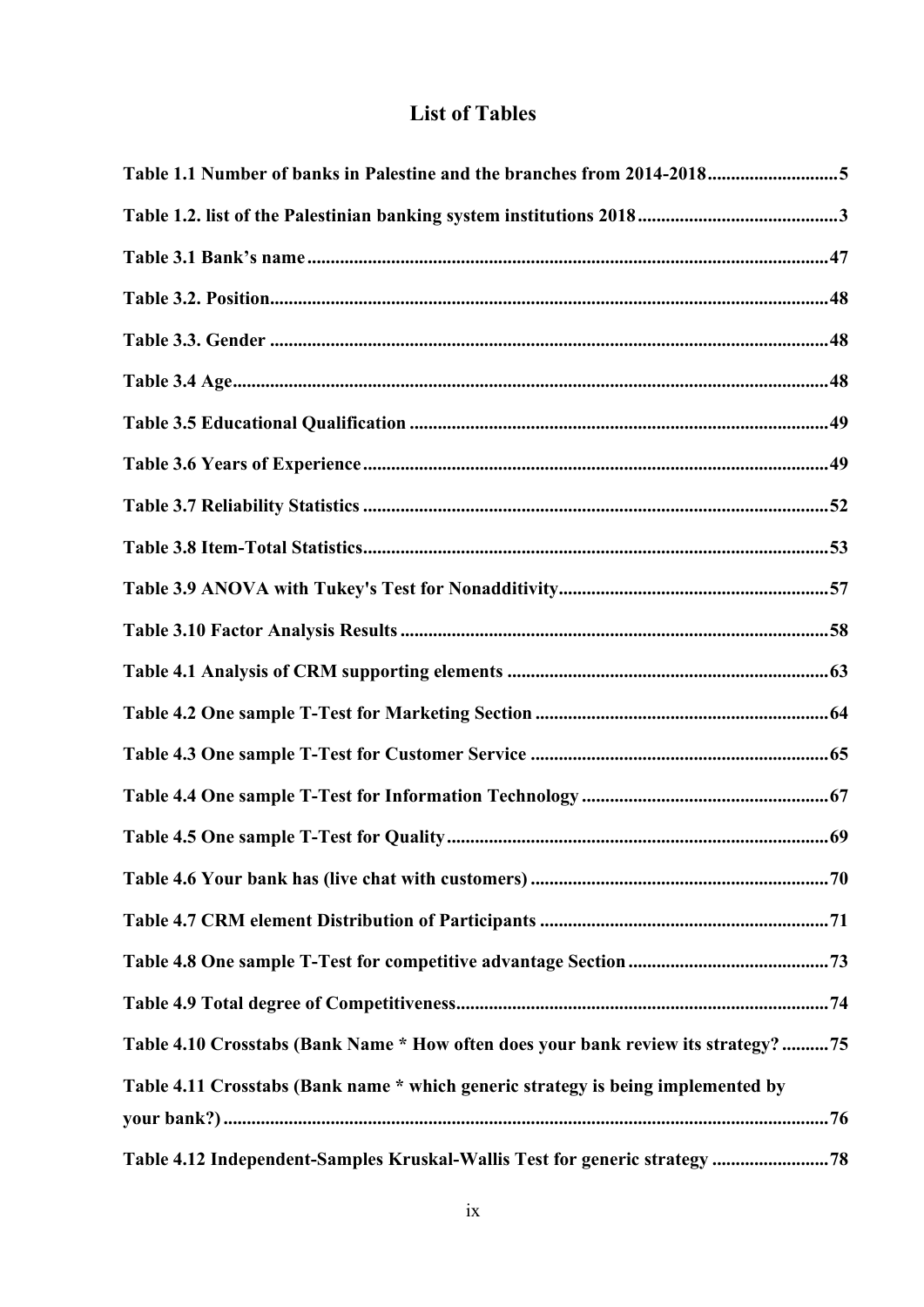# List of Tables

**Table 1.1 Number of banks in Palestine and the branches from 2014-2018** ........................... **5**

**Table 1.2. list of the Palestinian banking system institutions 2018** ........................... **3**

**Table 3.1 Bank's name** ........................... **47**

**Table 3.2. Position** ........................... **48**

**Table 3.3. Gender** ........................... **48**

**Table 3.4 Age** ........................... **48**

**Table 3.5 Educational Qualification** ........................... **49**

**Table 3.6 Years of Experience** ........................... **49**

**Table 3.7 Reliability Statistics** ........................... **52**

**Table 3.8 Item-Total Statistics** ........................... **53**

**Table 3.9 ANOVA with Tukey's Test for Nonadditivity** ........................... **57**

**Table 3.10 Factor Analysis Results** ........................... **58**

**Table 4.1 Analysis of CRM supporting elements** ........................... **63**

**Table 4.2 One sample T-Test for Marketing Section** ........................... **64**

**Table 4.3 One sample T-Test for Customer Service** ........................... **65**

**Table 4.4 One sample T-Test for Information Technology** ........................... **67**

**Table 4.5 One sample T-Test for Quality** ........................... **69**

**Table 4.6 Your bank has (live chat with customers)** ........................... **70**

**Table 4.7 CRM element Distribution of Participants** ........................... **71**

**Table 4.8 One sample T-Test for competitive advantage Section** ........................... **73**

**Table 4.9 Total degree of Competitiveness** ........................... **74**

**Table 4.10 Crosstabs (Bank Name * How often does your bank review its strategy?** ........................... **75**

**Table 4.11 Crosstabs (Bank name * which generic strategy is being implemented by your bank?)** ........................... **76**

**Table 4.12 Independent-Samples Kruskal-Wallis Test for generic strategy** ........................... **78**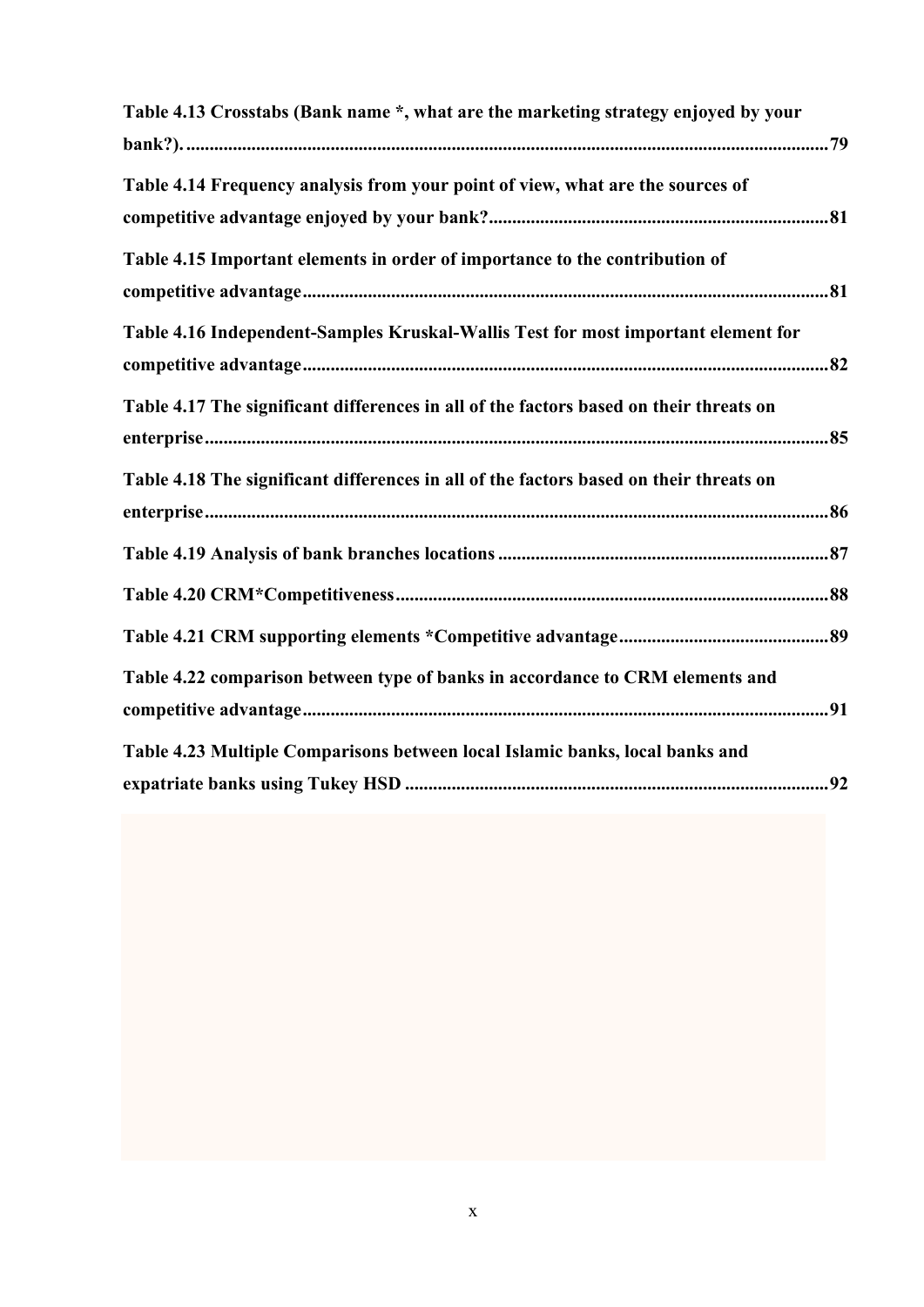**Table 4.13 Crosstabs (Bank name *, what are the marketing strategy enjoyed by your bank?). .......................................................................................................................79**

**Table 4.14 Frequency analysis from your point of view, what are the sources of competitive advantage enjoyed by your bank?.......................................................................81**

**Table 4.15 Important elements in order of importance to the contribution of competitive advantage...............................................................................................................81**

**Table 4.16 Independent-Samples Kruskal-Wallis Test for most important element for competitive advantage...............................................................................................................82**

**Table 4.17 The significant differences in all of the factors based on their threats on enterprise...................................................................................................................................85**

**Table 4.18 The significant differences in all of the factors based on their threats on enterprise...................................................................................................................................86**

**Table 4.19 Analysis of bank branches locations .....................................................................87**

**Table 4.20 CRM*Competitiveness...........................................................................................88**

**Table 4.21 CRM supporting elements *Competitive advantage............................................89**

**Table 4.22 comparison between type of banks in accordance to CRM elements and competitive advantage...............................................................................................................91**

**Table 4.23 Multiple Comparisons between local Islamic banks, local banks and expatriate banks using Tukey HSD .........................................................................................92**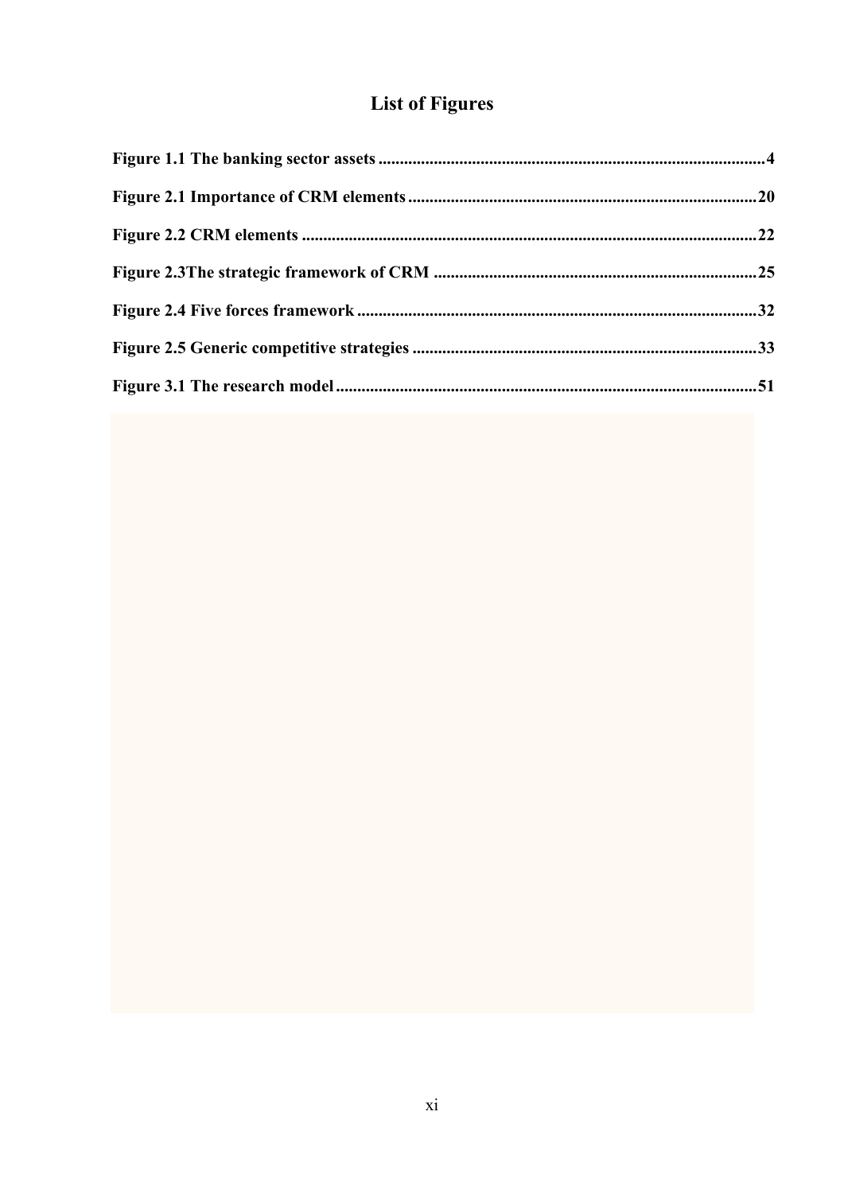# List of Figures

**Figure 1.1 The banking sector assets .......... 4**

**Figure 2.1 Importance of CRM elements .......... 20**

**Figure 2.2 CRM elements .......... 22**

**Figure 2.3The strategic framework of CRM .......... 25**

**Figure 2.4 Five forces framework .......... 32**

**Figure 2.5 Generic competitive strategies .......... 33**

**Figure 3.1 The research model .......... 51**